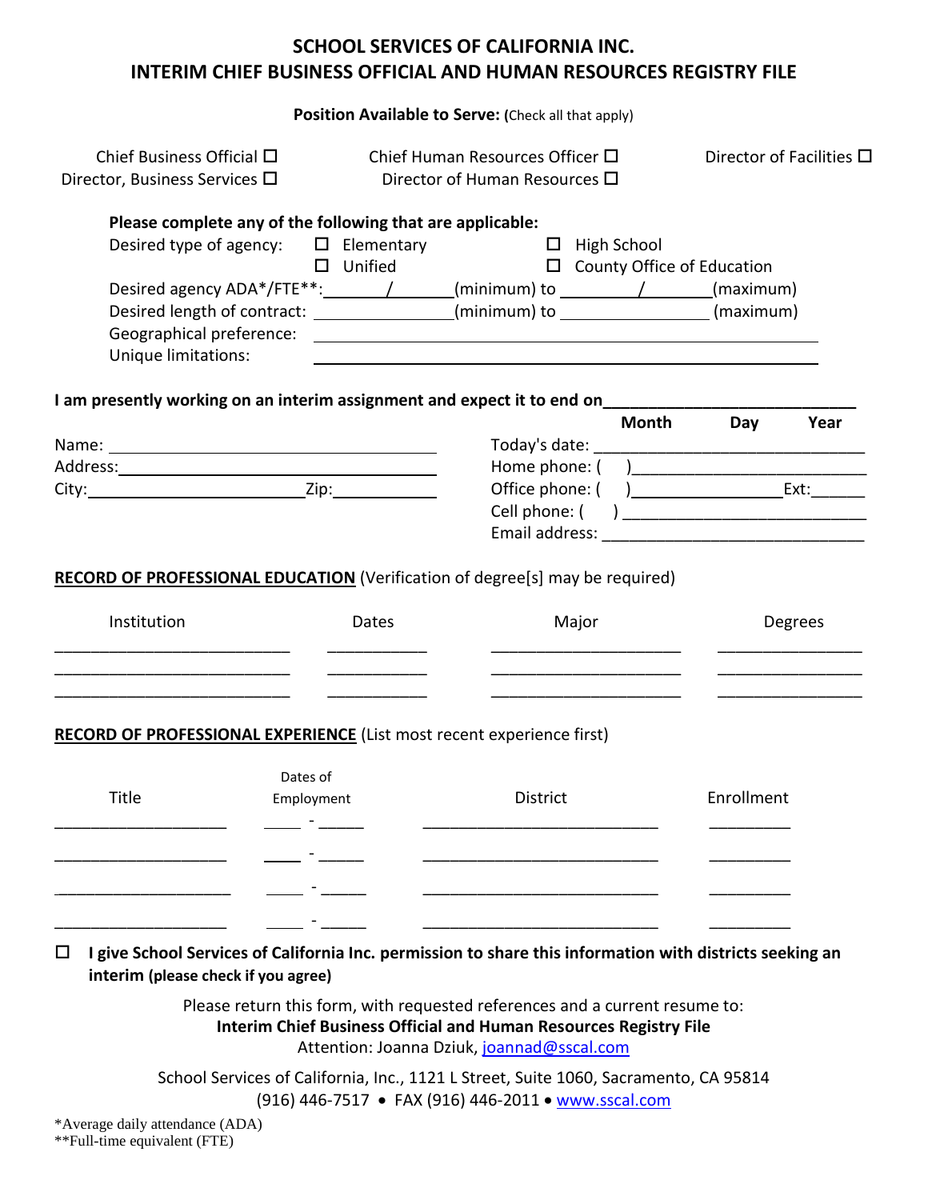# SCHOOL SERVICES OF CALIFORNIA INC.
# INTERIM CHIEF BUSINESS OFFICIAL AND HUMAN RESOURCES REGISTRY FILE

**Position Available to Serve:** (Check all that apply)

☐ Chief Business Official ☐ Chief Human Resources Officer ☐ Director of Facilities
☐ Director, Business Services ☐ Director of Human Resources

**Please complete any of the following that are applicable:**

Desired type of agency: ☐ Elementary ☐ High School ☐ Unified ☐ County Office of Education

Desired agency ADA*/FTE**: _______/_______(minimum) to _________/________(maximum)

Desired length of contract: _______________(minimum) to _______________ (maximum)

Geographical preference: ________________________________________________

Unique limitations: ________________________________________________

**I am presently working on an interim assignment and expect it to end on**____________________________
**Month Day Year**

Name: ________________________________ Today's date: ____________________________

Address: ______________________________ Home phone: ( )__________________________

City: ______________________ Zip: __________ Office phone: ( )________________Ext:______

Cell phone: ( ) __________________________

Email address: ____________________________

**RECORD OF PROFESSIONAL EDUCATION** (Verification of degree[s] may be required)

| Institution | Dates | Major | Degrees |
|---|---|---|---|
| | | | |
| | | | |
| | | | |

**RECORD OF PROFESSIONAL EXPERIENCE** (List most recent experience first)

| Title | Dates of Employment | District | Enrollment |
|---|---|---|---|
| | - | | |
| | - | | |
| | - | | |
| | - | | |

☐ **I give School Services of California Inc. permission to share this information with districts seeking an interim (please check if you agree)**

Please return this form, with requested references and a current resume to:
**Interim Chief Business Official and Human Resources Registry File**
Attention: Joanna Dziuk, joannad@sscal.com

School Services of California, Inc., 1121 L Street, Suite 1060, Sacramento, CA 95814
(916) 446-7517 • FAX (916) 446-2011 • www.sscal.com

*Average daily attendance (ADA)
**Full-time equivalent (FTE)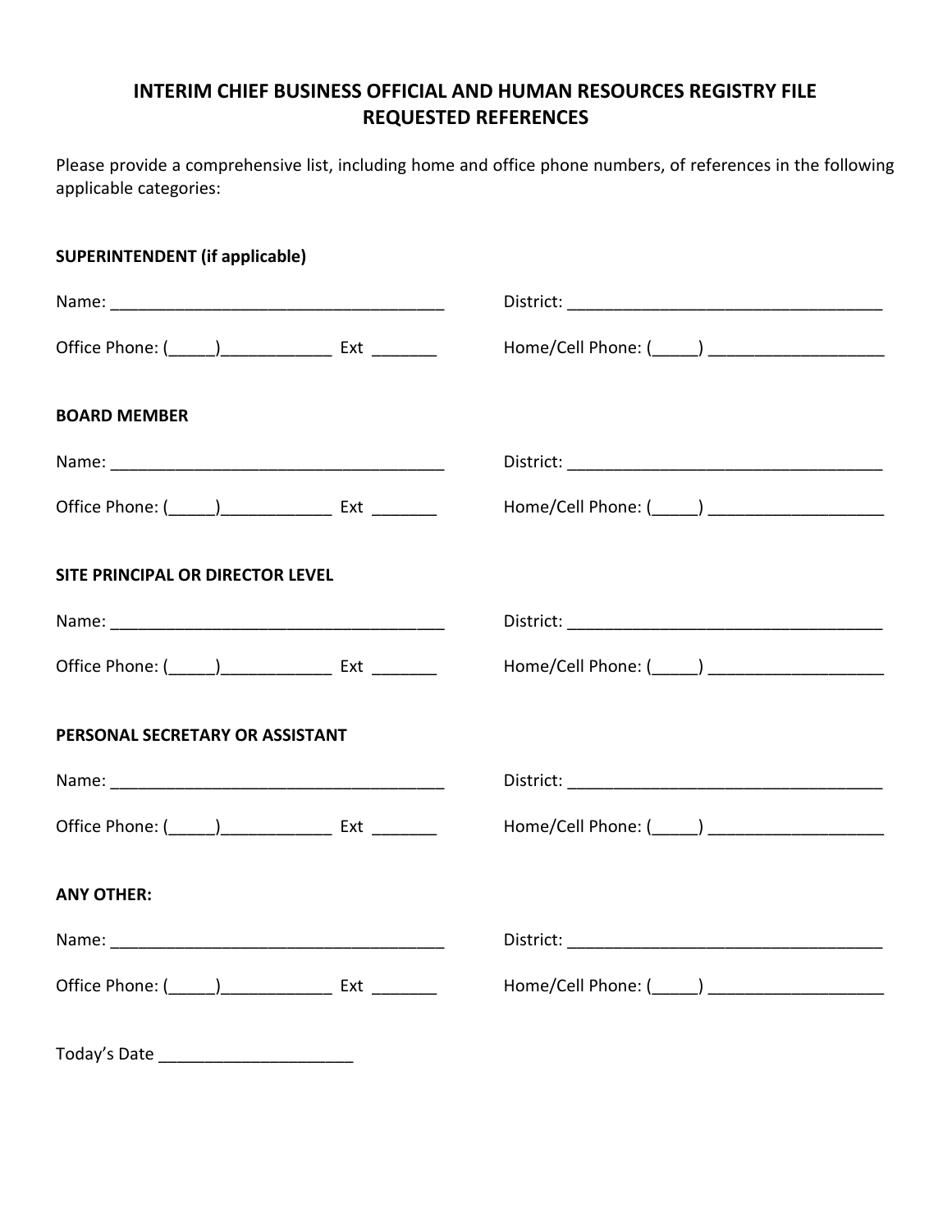# INTERIM CHIEF BUSINESS OFFICIAL AND HUMAN RESOURCES REGISTRY FILE
# REQUESTED REFERENCES

Please provide a comprehensive list, including home and office phone numbers, of references in the following applicable categories:

**SUPERINTENDENT (if applicable)**

Name: _____________________________________ District: ___________________________________

Office Phone: (_____)____________ Ext _______ Home/Cell Phone: (_____) ___________________

**BOARD MEMBER**

Name: _____________________________________ District: ___________________________________

Office Phone: (_____)____________ Ext _______ Home/Cell Phone: (_____) ___________________

**SITE PRINCIPAL OR DIRECTOR LEVEL**

Name: _____________________________________ District: ___________________________________

Office Phone: (_____)____________ Ext _______ Home/Cell Phone: (_____) ___________________

**PERSONAL SECRETARY OR ASSISTANT**

Name: _____________________________________ District: ___________________________________

Office Phone: (_____)____________ Ext _______ Home/Cell Phone: (_____) ___________________

**ANY OTHER:**

Name: _____________________________________ District: ___________________________________

Office Phone: (_____)____________ Ext _______ Home/Cell Phone: (_____) ___________________

Today's Date _____________________